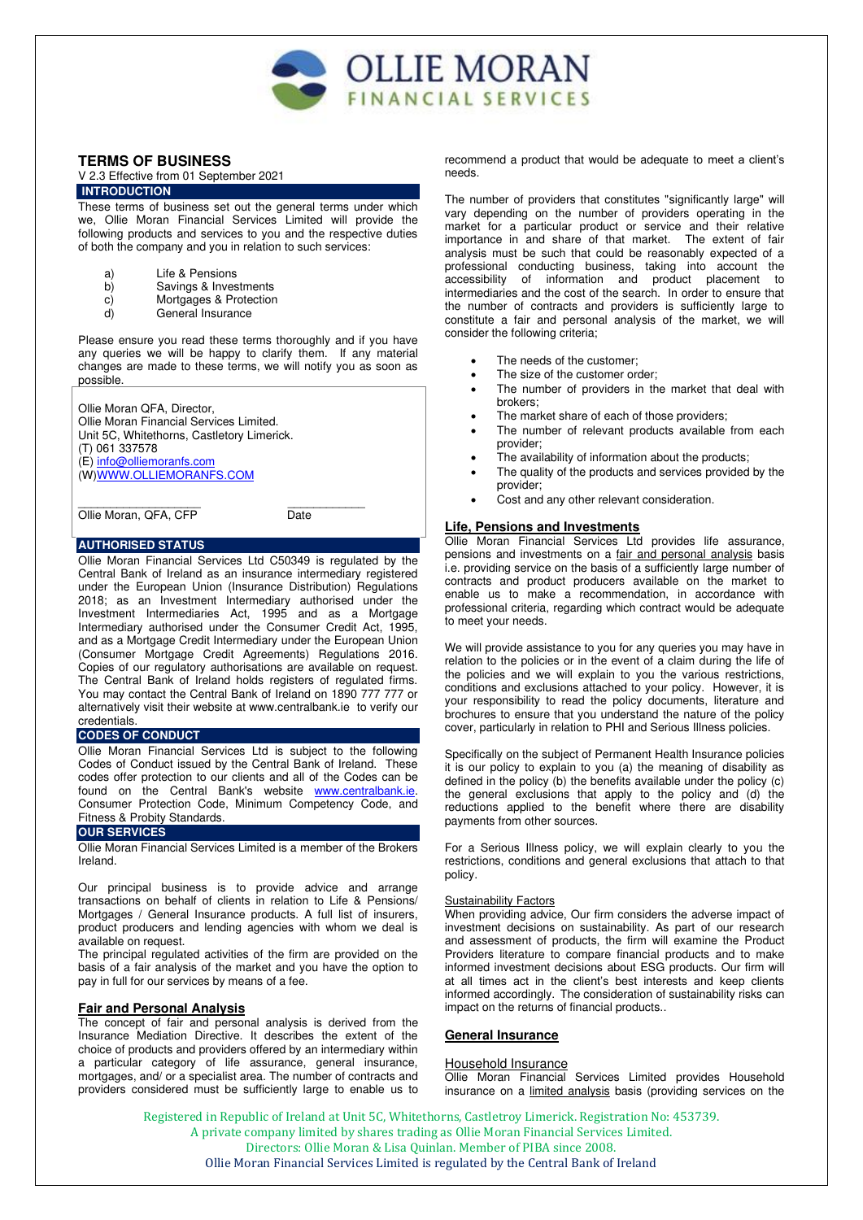# TERMS OF BUSINESS

V 2.3 Effective from 01 September 2021

## INTRODUCTION

These terms of business set out the general terms under which we, Ollie Moran Financial Services Limited will provide the following products and services to you and the respective duties of both the company and you in relation to such services:

a) Life & Pensions
b) Savings & Investments
c) Mortgages & Protection
d) General Insurance

Please ensure you read these terms thoroughly and if you have any queries we will be happy to clarify them. If any material changes are made to these terms, we will notify you as soon as possible.

Ollie Moran QFA, Director,
Ollie Moran Financial Services Limited.
Unit 5C, Whitethorns, Castletory Limerick.
(T) 061 337578
(E) info@olliemoranfs.com
(W)WWW.OLLIEMORANFS.COM

\_\_\_\_\_\_\_\_\_\_\_\_\_\_\_\_\_\_ \_\_\_\_\_\_\_\_\_\_\_\_
Ollie Moran, QFA, CFP Date

## AUTHORISED STATUS

Ollie Moran Financial Services Ltd C50349 is regulated by the Central Bank of Ireland as an insurance intermediary registered under the European Union (Insurance Distribution) Regulations 2018; as an Investment Intermediary authorised under the Investment Intermediaries Act, 1995 and as a Mortgage Intermediary authorised under the Consumer Credit Act, 1995, and as a Mortgage Credit Intermediary under the European Union (Consumer Mortgage Credit Agreements) Regulations 2016. Copies of our regulatory authorisations are available on request. The Central Bank of Ireland holds registers of regulated firms. You may contact the Central Bank of Ireland on 1890 777 777 or alternatively visit their website at www.centralbank.ie to verify our credentials.

## CODES OF CONDUCT

Ollie Moran Financial Services Ltd is subject to the following Codes of Conduct issued by the Central Bank of Ireland. These codes offer protection to our clients and all of the Codes can be found on the Central Bank's website www.centralbank.ie. Consumer Protection Code, Minimum Competency Code, and Fitness & Probity Standards.

## OUR SERVICES

Ollie Moran Financial Services Limited is a member of the Brokers Ireland.

Our principal business is to provide advice and arrange transactions on behalf of clients in relation to Life & Pensions/ Mortgages / General Insurance products. A full list of insurers, product producers and lending agencies with whom we deal is available on request.
The principal regulated activities of the firm are provided on the basis of a fair analysis of the market and you have the option to pay in full for our services by means of a fee.

### Fair and Personal Analysis

The concept of fair and personal analysis is derived from the Insurance Mediation Directive. It describes the extent of the choice of products and providers offered by an intermediary within a particular category of life assurance, general insurance, mortgages, and/ or a specialist area. The number of contracts and providers considered must be sufficiently large to enable us to recommend a product that would be adequate to meet a client's needs.

The number of providers that constitutes "significantly large" will vary depending on the number of providers operating in the market for a particular product or service and their relative importance in and share of that market. The extent of fair analysis must be such that could be reasonably expected of a professional conducting business, taking into account the accessibility of information and product placement to intermediaries and the cost of the search. In order to ensure that the number of contracts and providers is sufficiently large to constitute a fair and personal analysis of the market, we will consider the following criteria;

- The needs of the customer;
- The size of the customer order;
- The number of providers in the market that deal with brokers;
- The market share of each of those providers;
- The number of relevant products available from each provider;
- The availability of information about the products;
- The quality of the products and services provided by the provider;
- Cost and any other relevant consideration.

### Life, Pensions and Investments

Ollie Moran Financial Services Ltd provides life assurance, pensions and investments on a fair and personal analysis basis i.e. providing service on the basis of a sufficiently large number of contracts and product producers available on the market to enable us to make a recommendation, in accordance with professional criteria, regarding which contract would be adequate to meet your needs.

We will provide assistance to you for any queries you may have in relation to the policies or in the event of a claim during the life of the policies and we will explain to you the various restrictions, conditions and exclusions attached to your policy. However, it is your responsibility to read the policy documents, literature and brochures to ensure that you understand the nature of the policy cover, particularly in relation to PHI and Serious Illness policies.

Specifically on the subject of Permanent Health Insurance policies it is our policy to explain to you (a) the meaning of disability as defined in the policy (b) the benefits available under the policy (c) the general exclusions that apply to the policy and (d) the reductions applied to the benefit where there are disability payments from other sources.

For a Serious Illness policy, we will explain clearly to you the restrictions, conditions and general exclusions that attach to that policy.

#### Sustainability Factors

When providing advice, Our firm considers the adverse impact of investment decisions on sustainability. As part of our research and assessment of products, the firm will examine the Product Providers literature to compare financial products and to make informed investment decisions about ESG products. Our firm will at all times act in the client's best interests and keep clients informed accordingly. The consideration of sustainability risks can impact on the returns of financial products..

### General Insurance

#### Household Insurance

Ollie Moran Financial Services Limited provides Household insurance on a limited analysis basis (providing services on the

Registered in Republic of Ireland at Unit 5C, Whitethorns, Castletroy Limerick. Registration No: 453739.
A private company limited by shares trading as Ollie Moran Financial Services Limited.
Directors: Ollie Moran & Lisa Quinlan. Member of PIBA since 2008.
Ollie Moran Financial Services Limited is regulated by the Central Bank of Ireland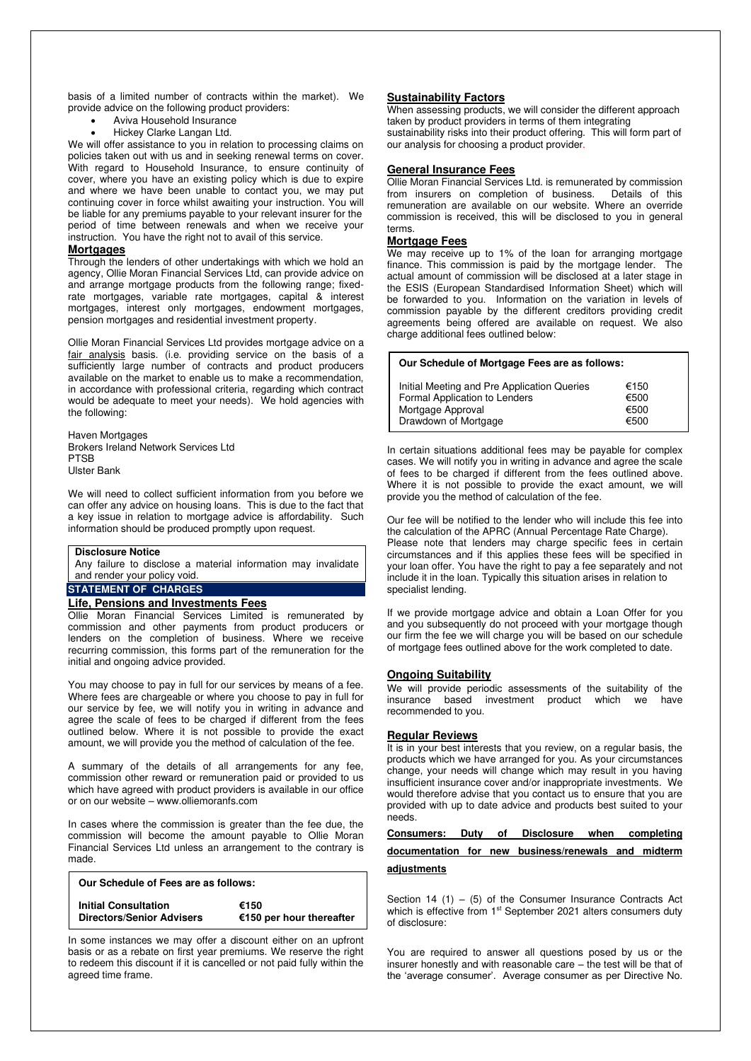basis of a limited number of contracts within the market). We provide advice on the following product providers:

- Aviva Household Insurance
- Hickey Clarke Langan Ltd.

We will offer assistance to you in relation to processing claims on policies taken out with us and in seeking renewal terms on cover. With regard to Household Insurance, to ensure continuity of cover, where you have an existing policy which is due to expire and where we have been unable to contact you, we may put continuing cover in force whilst awaiting your instruction. You will be liable for any premiums payable to your relevant insurer for the period of time between renewals and when we receive your instruction. You have the right not to avail of this service.

**Mortgages**

Through the lenders of other undertakings with which we hold an agency, Ollie Moran Financial Services Ltd, can provide advice on and arrange mortgage products from the following range; fixed-rate mortgages, variable rate mortgages, capital & interest mortgages, interest only mortgages, endowment mortgages, pension mortgages and residential investment property.

Ollie Moran Financial Services Ltd provides mortgage advice on a fair analysis basis. (i.e. providing service on the basis of a sufficiently large number of contracts and product producers available on the market to enable us to make a recommendation, in accordance with professional criteria, regarding which contract would be adequate to meet your needs). We hold agencies with the following:

Haven Mortgages
Brokers Ireland Network Services Ltd
PTSB
Ulster Bank

We will need to collect sufficient information from you before we can offer any advice on housing loans. This is due to the fact that a key issue in relation to mortgage advice is affordability. Such information should be produced promptly upon request.

**Disclosure Notice**

Any failure to disclose a material information may invalidate and render your policy void.

## STATEMENT OF CHARGES

**Life, Pensions and Investments Fees**

Ollie Moran Financial Services Limited is remunerated by commission and other payments from product producers or lenders on the completion of business. Where we receive recurring commission, this forms part of the remuneration for the initial and ongoing advice provided.

You may choose to pay in full for our services by means of a fee. Where fees are chargeable or where you choose to pay in full for our service by fee, we will notify you in writing in advance and agree the scale of fees to be charged if different from the fees outlined below. Where it is not possible to provide the exact amount, we will provide you the method of calculation of the fee.

A summary of the details of all arrangements for any fee, commission other reward or remuneration paid or provided to us which have agreed with product providers is available in our office or on our website – www.olliemoranfs.com

In cases where the commission is greater than the fee due, the commission will become the amount payable to Ollie Moran Financial Services Ltd unless an arrangement to the contrary is made.

**Our Schedule of Fees are as follows:**

| | |
|---|---|
| **Initial Consultation** | **€150** |
| **Directors/Senior Advisers** | **€150 per hour thereafter** |

In some instances we may offer a discount either on an upfront basis or as a rebate on first year premiums. We reserve the right to redeem this discount if it is cancelled or not paid fully within the agreed time frame.

**Sustainability Factors**

When assessing products, we will consider the different approach taken by product providers in terms of them integrating sustainability risks into their product offering. This will form part of our analysis for choosing a product provider.

**General Insurance Fees**

Ollie Moran Financial Services Ltd. is remunerated by commission from insurers on completion of business. Details of this remuneration are available on our website. Where an override commission is received, this will be disclosed to you in general terms.

**Mortgage Fees**

We may receive up to 1% of the loan for arranging mortgage finance. This commission is paid by the mortgage lender. The actual amount of commission will be disclosed at a later stage in the ESIS (European Standardised Information Sheet) which will be forwarded to you. Information on the variation in levels of commission payable by the different creditors providing credit agreements being offered are available on request. We also charge additional fees outlined below:

**Our Schedule of Mortgage Fees are as follows:**

| | |
|---|---|
| Initial Meeting and Pre Application Queries | €150 |
| Formal Application to Lenders | €500 |
| Mortgage Approval | €500 |
| Drawdown of Mortgage | €500 |

In certain situations additional fees may be payable for complex cases. We will notify you in writing in advance and agree the scale of fees to be charged if different from the fees outlined above. Where it is not possible to provide the exact amount, we will provide you the method of calculation of the fee.

Our fee will be notified to the lender who will include this fee into the calculation of the APRC (Annual Percentage Rate Charge). Please note that lenders may charge specific fees in certain circumstances and if this applies these fees will be specified in your loan offer. You have the right to pay a fee separately and not include it in the loan. Typically this situation arises in relation to specialist lending.

If we provide mortgage advice and obtain a Loan Offer for you and you subsequently do not proceed with your mortgage though our firm the fee we will charge you will be based on our schedule of mortgage fees outlined above for the work completed to date.

**Ongoing Suitability**

We will provide periodic assessments of the suitability of the insurance based investment product which we have recommended to you.

**Regular Reviews**

It is in your best interests that you review, on a regular basis, the products which we have arranged for you. As your circumstances change, your needs will change which may result in you having insufficient insurance cover and/or inappropriate investments. We would therefore advise that you contact us to ensure that you are provided with up to date advice and products best suited to your needs.

**Consumers: Duty of Disclosure when completing documentation for new business/renewals and midterm adjustments**

Section 14 (1) – (5) of the Consumer Insurance Contracts Act which is effective from 1st September 2021 alters consumers duty of disclosure:

You are required to answer all questions posed by us or the insurer honestly and with reasonable care – the test will be that of the 'average consumer'. Average consumer as per Directive No.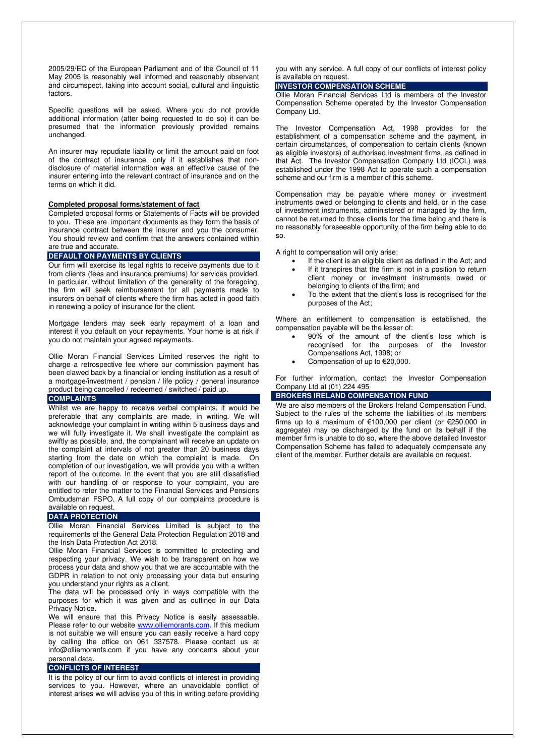2005/29/EC of the European Parliament and of the Council of 11 May 2005 is reasonably well informed and reasonably observant and circumspect, taking into account social, cultural and linguistic factors.

Specific questions will be asked. Where you do not provide additional information (after being requested to do so) it can be presumed that the information previously provided remains unchanged.

An insurer may repudiate liability or limit the amount paid on foot of the contract of insurance, only if it establishes that non-disclosure of material information was an effective cause of the insurer entering into the relevant contract of insurance and on the terms on which it did.

**Completed proposal forms/statement of fact**

Completed proposal forms or Statements of Facts will be provided to you. These are important documents as they form the basis of insurance contract between the insurer and you the consumer. You should review and confirm that the answers contained within are true and accurate.

## DEFAULT ON PAYMENTS BY CLIENTS

Our firm will exercise its legal rights to receive payments due to it from clients (fees and insurance premiums) for services provided. In particular, without limitation of the generality of the foregoing, the firm will seek reimbursement for all payments made to insurers on behalf of clients where the firm has acted in good faith in renewing a policy of insurance for the client.

Mortgage lenders may seek early repayment of a loan and interest if you default on your repayments. Your home is at risk if you do not maintain your agreed repayments.

Ollie Moran Financial Services Limited reserves the right to charge a retrospective fee where our commission payment has been clawed back by a financial or lending institution as a result of a mortgage/investment / pension / life policy / general insurance product being cancelled / redeemed / switched / paid up.

## COMPLAINTS

Whilst we are happy to receive verbal complaints, it would be preferable that any complaints are made, in writing. We will acknowledge your complaint in writing within 5 business days and we will fully investigate it. We shall investigate the complaint as swiftly as possible, and, the complainant will receive an update on the complaint at intervals of not greater than 20 business days starting from the date on which the complaint is made. On completion of our investigation, we will provide you with a written report of the outcome. In the event that you are still dissatisfied with our handling of or response to your complaint, you are entitled to refer the matter to the Financial Services and Pensions Ombudsman FSPO. A full copy of our complaints procedure is available on request.

## DATA PROTECTION

Ollie Moran Financial Services Limited is subject to the requirements of the General Data Protection Regulation 2018 and the Irish Data Protection Act 2018.

Ollie Moran Financial Services is committed to protecting and respecting your privacy. We wish to be transparent on how we process your data and show you that we are accountable with the GDPR in relation to not only processing your data but ensuring you understand your rights as a client.

The data will be processed only in ways compatible with the purposes for which it was given and as outlined in our Data Privacy Notice.

We will ensure that this Privacy Notice is easily assessable. Please refer to our website www.olliemoranfs.com. If this medium is not suitable we will ensure you can easily receive a hard copy by calling the office on 061 337578. Please contact us at info@olliemoranfs.com if you have any concerns about your personal data**.**

## CONFLICTS OF INTEREST

It is the policy of our firm to avoid conflicts of interest in providing services to you. However, where an unavoidable conflict of interest arises we will advise you of this in writing before providing you with any service. A full copy of our conflicts of interest policy is available on request.

## INVESTOR COMPENSATION SCHEME

Ollie Moran Financial Services Ltd is members of the Investor Compensation Scheme operated by the Investor Compensation Company Ltd.

The Investor Compensation Act, 1998 provides for the establishment of a compensation scheme and the payment, in certain circumstances, of compensation to certain clients (known as eligible investors) of authorised investment firms, as defined in that Act. The Investor Compensation Company Ltd (ICCL) was established under the 1998 Act to operate such a compensation scheme and our firm is a member of this scheme.

Compensation may be payable where money or investment instruments owed or belonging to clients and held, or in the case of investment instruments, administered or managed by the firm, cannot be returned to those clients for the time being and there is no reasonably foreseeable opportunity of the firm being able to do so.

A right to compensation will only arise:

- If the client is an eligible client as defined in the Act; and
- If it transpires that the firm is not in a position to return client money or investment instruments owed or belonging to clients of the firm; and
- To the extent that the client's loss is recognised for the purposes of the Act;

Where an entitlement to compensation is established, the compensation payable will be the lesser of:

- 90% of the amount of the client's loss which is recognised for the purposes of the Investor Compensations Act, 1998; or
- Compensation of up to €20,000.

For further information, contact the Investor Compensation Company Ltd at (01) 224 495

## BROKERS IRELAND COMPENSATION FUND

We are also members of the Brokers Ireland Compensation Fund. Subject to the rules of the scheme the liabilities of its members firms up to a maximum of €100,000 per client (or €250,000 in aggregate) may be discharged by the fund on its behalf if the member firm is unable to do so, where the above detailed Investor Compensation Scheme has failed to adequately compensate any client of the member. Further details are available on request.